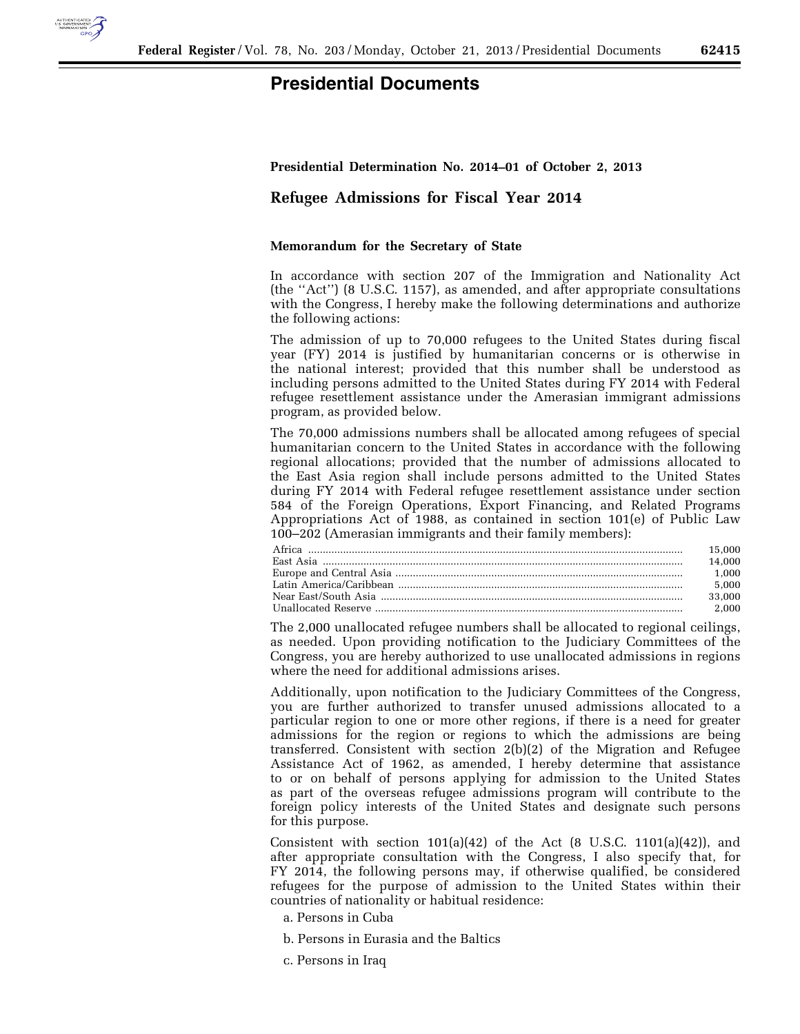# Presidential Documents

**Presidential Determination No. 2014–01 of October 2, 2013**

## Refugee Admissions for Fiscal Year 2014

**Memorandum for the Secretary of State**

In accordance with section 207 of the Immigration and Nationality Act (the ''Act'') (8 U.S.C. 1157), as amended, and after appropriate consultations with the Congress, I hereby make the following determinations and authorize the following actions:

The admission of up to 70,000 refugees to the United States during fiscal year (FY) 2014 is justified by humanitarian concerns or is otherwise in the national interest; provided that this number shall be understood as including persons admitted to the United States during FY 2014 with Federal refugee resettlement assistance under the Amerasian immigrant admissions program, as provided below.

The 70,000 admissions numbers shall be allocated among refugees of special humanitarian concern to the United States in accordance with the following regional allocations; provided that the number of admissions allocated to the East Asia region shall include persons admitted to the United States during FY 2014 with Federal refugee resettlement assistance under section 584 of the Foreign Operations, Export Financing, and Related Programs Appropriations Act of 1988, as contained in section 101(e) of Public Law 100–202 (Amerasian immigrants and their family members):

| Region | Admissions |
|---|---|
| Africa | 15,000 |
| East Asia | 14,000 |
| Europe and Central Asia | 1,000 |
| Latin America/Caribbean | 5,000 |
| Near East/South Asia | 33,000 |
| Unallocated Reserve | 2,000 |

The 2,000 unallocated refugee numbers shall be allocated to regional ceilings, as needed. Upon providing notification to the Judiciary Committees of the Congress, you are hereby authorized to use unallocated admissions in regions where the need for additional admissions arises.

Additionally, upon notification to the Judiciary Committees of the Congress, you are further authorized to transfer unused admissions allocated to a particular region to one or more other regions, if there is a need for greater admissions for the region or regions to which the admissions are being transferred. Consistent with section 2(b)(2) of the Migration and Refugee Assistance Act of 1962, as amended, I hereby determine that assistance to or on behalf of persons applying for admission to the United States as part of the overseas refugee admissions program will contribute to the foreign policy interests of the United States and designate such persons for this purpose.

Consistent with section 101(a)(42) of the Act (8 U.S.C. 1101(a)(42)), and after appropriate consultation with the Congress, I also specify that, for FY 2014, the following persons may, if otherwise qualified, be considered refugees for the purpose of admission to the United States within their countries of nationality or habitual residence:

a. Persons in Cuba

b. Persons in Eurasia and the Baltics

c. Persons in Iraq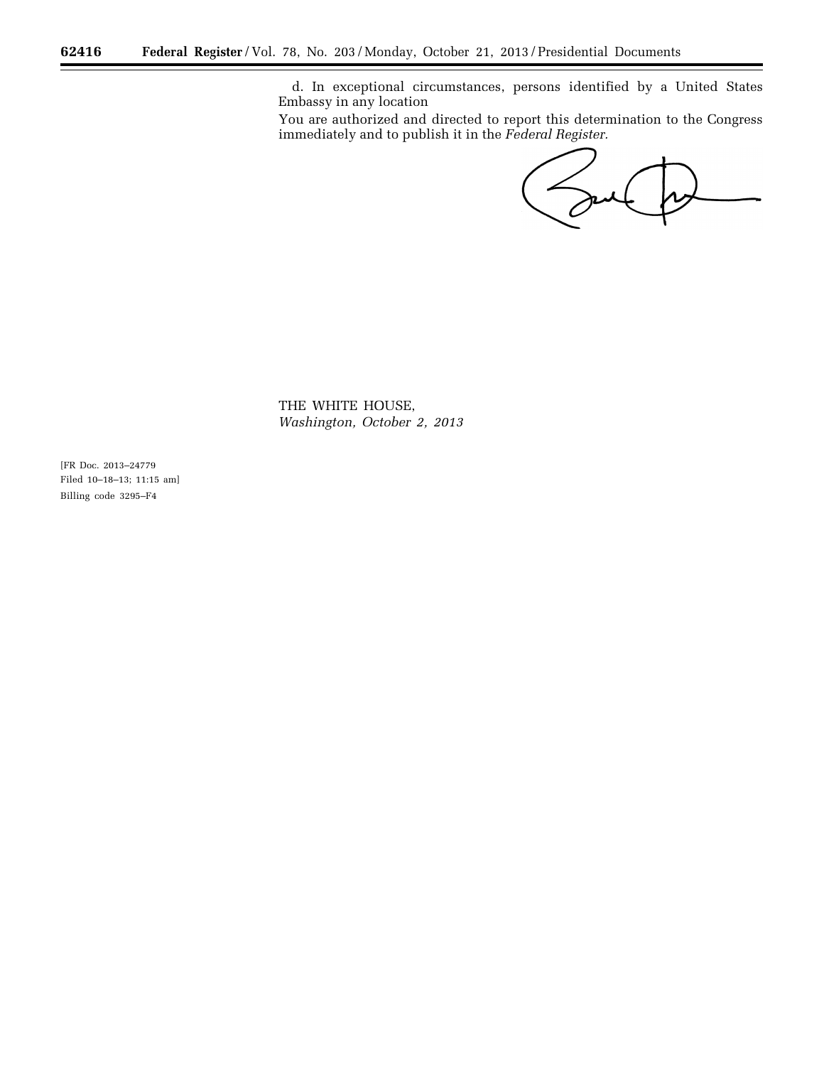d. In exceptional circumstances, persons identified by a United States Embassy in any location

You are authorized and directed to report this determination to the Congress immediately and to publish it in the *Federal Register*.

THE WHITE HOUSE,
*Washington, October 2, 2013*

[FR Doc. 2013–24779
Filed 10–18–13; 11:15 am]
Billing code 3295–F4